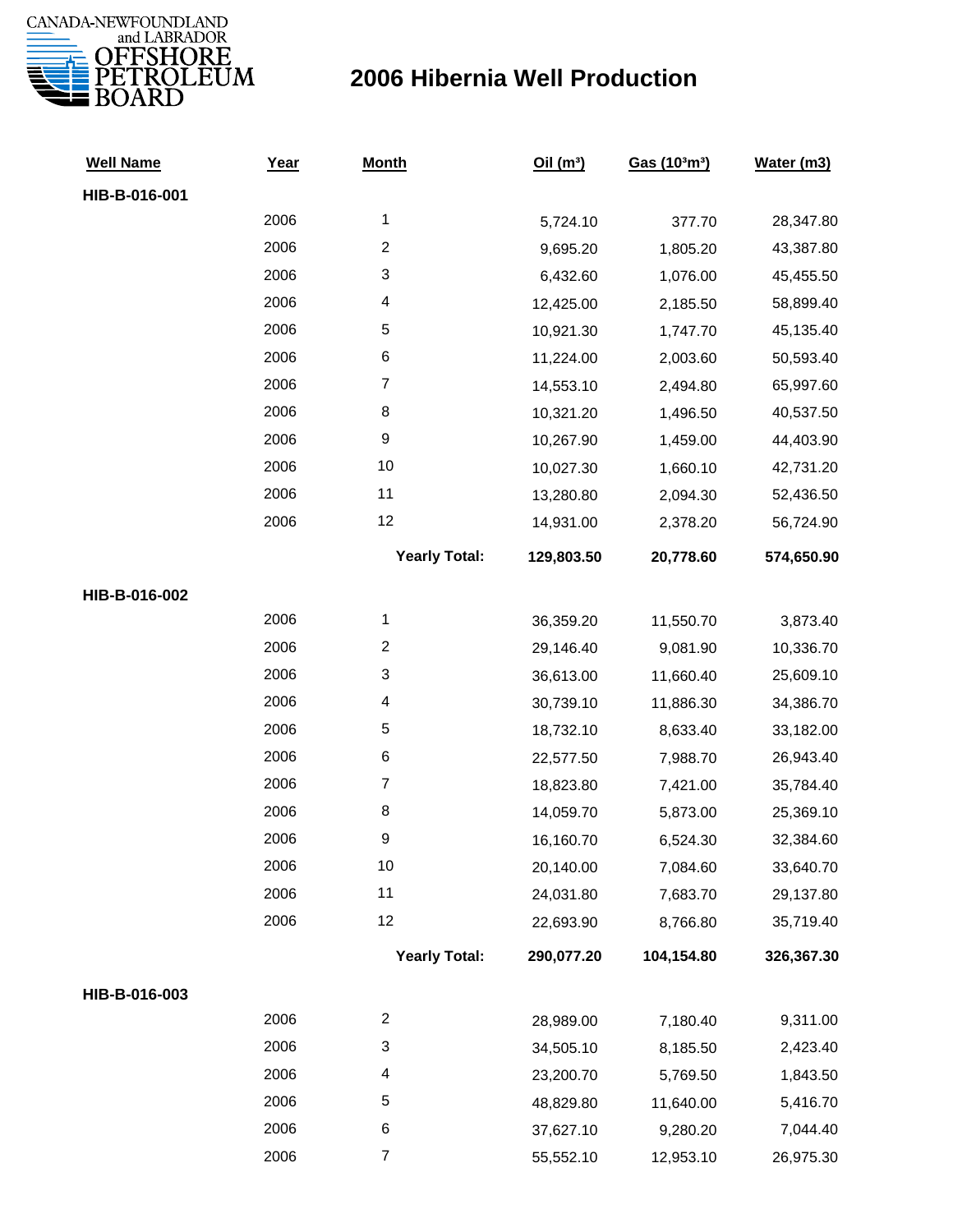CANADA-NEWFOUNDLAND and LABRADOR OFFSHORE PETROLEUM BOARD

# 2006 Hibernia Well Production

| Well Name | Year | Month | Oil ($m^3$) | Gas ($10^3m^3$) | Water (m3) |
|---|---|---|---|---|---|
| **HIB-B-016-001** | | | | | |
| | 2006 | 1 | 5,724.10 | 377.70 | 28,347.80 |
| | 2006 | 2 | 9,695.20 | 1,805.20 | 43,387.80 |
| | 2006 | 3 | 6,432.60 | 1,076.00 | 45,455.50 |
| | 2006 | 4 | 12,425.00 | 2,185.50 | 58,899.40 |
| | 2006 | 5 | 10,921.30 | 1,747.70 | 45,135.40 |
| | 2006 | 6 | 11,224.00 | 2,003.60 | 50,593.40 |
| | 2006 | 7 | 14,553.10 | 2,494.80 | 65,997.60 |
| | 2006 | 8 | 10,321.20 | 1,496.50 | 40,537.50 |
| | 2006 | 9 | 10,267.90 | 1,459.00 | 44,403.90 |
| | 2006 | 10 | 10,027.30 | 1,660.10 | 42,731.20 |
| | 2006 | 11 | 13,280.80 | 2,094.30 | 52,436.50 |
| | 2006 | 12 | 14,931.00 | 2,378.20 | 56,724.90 |
| | | **Yearly Total:** | **129,803.50** | **20,778.60** | **574,650.90** |
| **HIB-B-016-002** | | | | | |
| | 2006 | 1 | 36,359.20 | 11,550.70 | 3,873.40 |
| | 2006 | 2 | 29,146.40 | 9,081.90 | 10,336.70 |
| | 2006 | 3 | 36,613.00 | 11,660.40 | 25,609.10 |
| | 2006 | 4 | 30,739.10 | 11,886.30 | 34,386.70 |
| | 2006 | 5 | 18,732.10 | 8,633.40 | 33,182.00 |
| | 2006 | 6 | 22,577.50 | 7,988.70 | 26,943.40 |
| | 2006 | 7 | 18,823.80 | 7,421.00 | 35,784.40 |
| | 2006 | 8 | 14,059.70 | 5,873.00 | 25,369.10 |
| | 2006 | 9 | 16,160.70 | 6,524.30 | 32,384.60 |
| | 2006 | 10 | 20,140.00 | 7,084.60 | 33,640.70 |
| | 2006 | 11 | 24,031.80 | 7,683.70 | 29,137.80 |
| | 2006 | 12 | 22,693.90 | 8,766.80 | 35,719.40 |
| | | **Yearly Total:** | **290,077.20** | **104,154.80** | **326,367.30** |
| **HIB-B-016-003** | | | | | |
| | 2006 | 2 | 28,989.00 | 7,180.40 | 9,311.00 |
| | 2006 | 3 | 34,505.10 | 8,185.50 | 2,423.40 |
| | 2006 | 4 | 23,200.70 | 5,769.50 | 1,843.50 |
| | 2006 | 5 | 48,829.80 | 11,640.00 | 5,416.70 |
| | 2006 | 6 | 37,627.10 | 9,280.20 | 7,044.40 |
| | 2006 | 7 | 55,552.10 | 12,953.10 | 26,975.30 |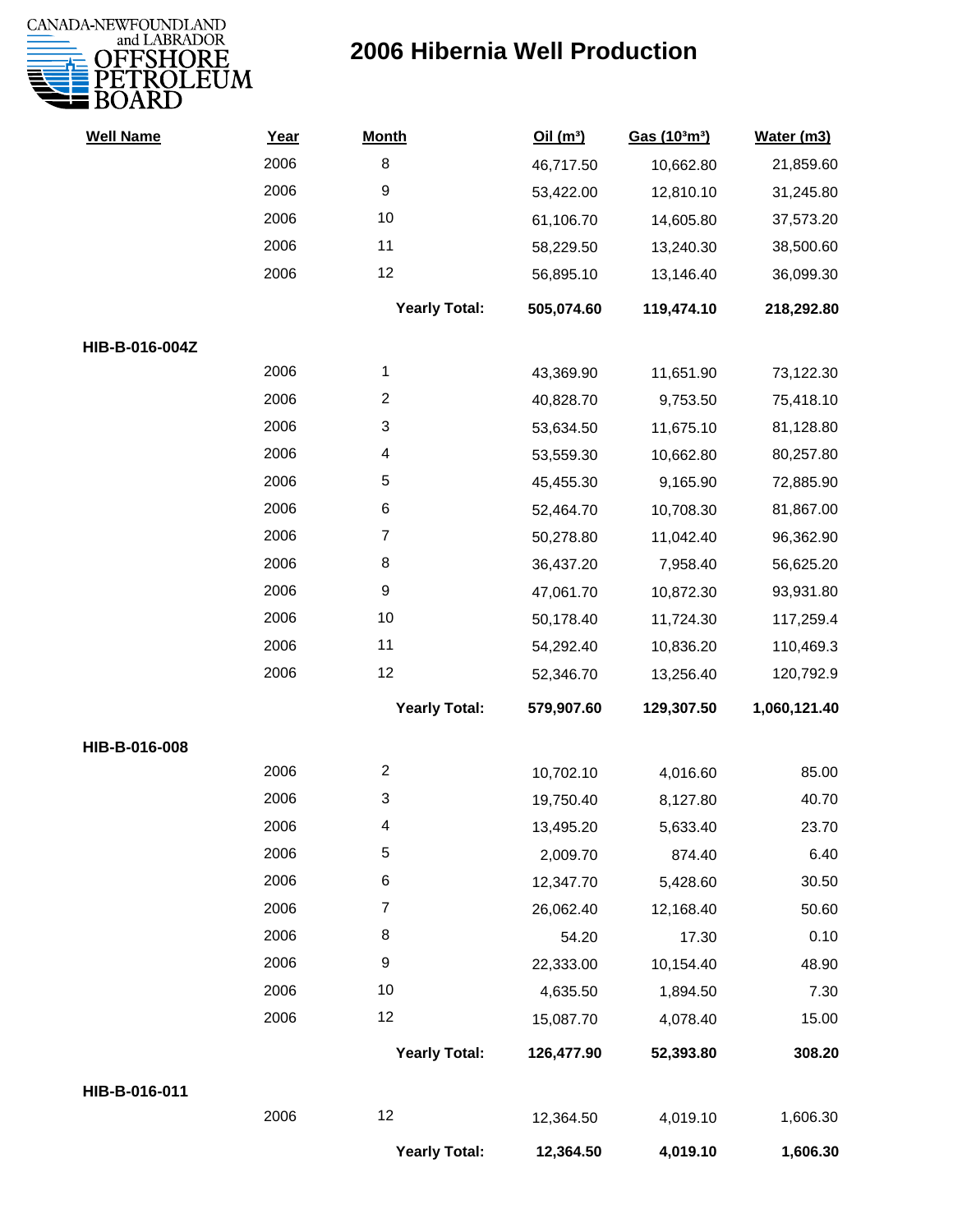# 2006 Hibernia Well Production

| Well Name | Year | Month | Oil ($m^3$) | Gas ($10^3m^3$) | Water (m3) |
|---|---|---|---|---|---|
| | 2006 | 8 | 46,717.50 | 10,662.80 | 21,859.60 |
| | 2006 | 9 | 53,422.00 | 12,810.10 | 31,245.80 |
| | 2006 | 10 | 61,106.70 | 14,605.80 | 37,573.20 |
| | 2006 | 11 | 58,229.50 | 13,240.30 | 38,500.60 |
| | 2006 | 12 | 56,895.10 | 13,146.40 | 36,099.30 |
| | | **Yearly Total:** | **505,074.60** | **119,474.10** | **218,292.80** |
| **HIB-B-016-004Z** | | | | | |
| | 2006 | 1 | 43,369.90 | 11,651.90 | 73,122.30 |
| | 2006 | 2 | 40,828.70 | 9,753.50 | 75,418.10 |
| | 2006 | 3 | 53,634.50 | 11,675.10 | 81,128.80 |
| | 2006 | 4 | 53,559.30 | 10,662.80 | 80,257.80 |
| | 2006 | 5 | 45,455.30 | 9,165.90 | 72,885.90 |
| | 2006 | 6 | 52,464.70 | 10,708.30 | 81,867.00 |
| | 2006 | 7 | 50,278.80 | 11,042.40 | 96,362.90 |
| | 2006 | 8 | 36,437.20 | 7,958.40 | 56,625.20 |
| | 2006 | 9 | 47,061.70 | 10,872.30 | 93,931.80 |
| | 2006 | 10 | 50,178.40 | 11,724.30 | 117,259.4 |
| | 2006 | 11 | 54,292.40 | 10,836.20 | 110,469.3 |
| | 2006 | 12 | 52,346.70 | 13,256.40 | 120,792.9 |
| | | **Yearly Total:** | **579,907.60** | **129,307.50** | **1,060,121.40** |
| **HIB-B-016-008** | | | | | |
| | 2006 | 2 | 10,702.10 | 4,016.60 | 85.00 |
| | 2006 | 3 | 19,750.40 | 8,127.80 | 40.70 |
| | 2006 | 4 | 13,495.20 | 5,633.40 | 23.70 |
| | 2006 | 5 | 2,009.70 | 874.40 | 6.40 |
| | 2006 | 6 | 12,347.70 | 5,428.60 | 30.50 |
| | 2006 | 7 | 26,062.40 | 12,168.40 | 50.60 |
| | 2006 | 8 | 54.20 | 17.30 | 0.10 |
| | 2006 | 9 | 22,333.00 | 10,154.40 | 48.90 |
| | 2006 | 10 | 4,635.50 | 1,894.50 | 7.30 |
| | 2006 | 12 | 15,087.70 | 4,078.40 | 15.00 |
| | | **Yearly Total:** | **126,477.90** | **52,393.80** | **308.20** |
| **HIB-B-016-011** | | | | | |
| | 2006 | 12 | 12,364.50 | 4,019.10 | 1,606.30 |
| | | **Yearly Total:** | **12,364.50** | **4,019.10** | **1,606.30** |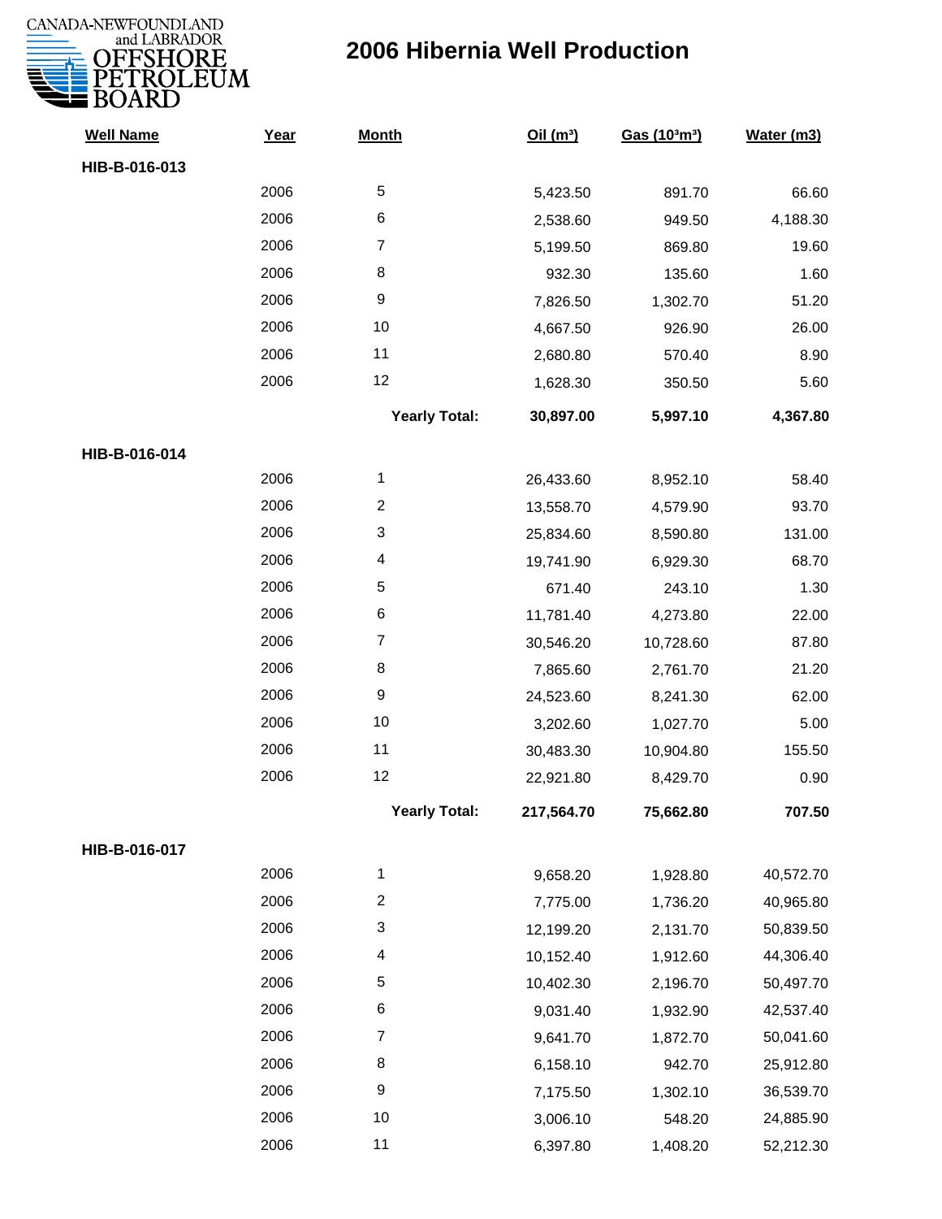CANADA-NEWFOUNDLAND and LABRADOR OFFSHORE PETROLEUM BOARD

# 2006 Hibernia Well Production

| Well Name | Year | Month | Oil ($m^3$) | Gas ($10^3m^3$) | Water (m3) |
|---|---|---|---|---|---|
| **HIB-B-016-013** | | | | | |
| | 2006 | 5 | 5,423.50 | 891.70 | 66.60 |
| | 2006 | 6 | 2,538.60 | 949.50 | 4,188.30 |
| | 2006 | 7 | 5,199.50 | 869.80 | 19.60 |
| | 2006 | 8 | 932.30 | 135.60 | 1.60 |
| | 2006 | 9 | 7,826.50 | 1,302.70 | 51.20 |
| | 2006 | 10 | 4,667.50 | 926.90 | 26.00 |
| | 2006 | 11 | 2,680.80 | 570.40 | 8.90 |
| | 2006 | 12 | 1,628.30 | 350.50 | 5.60 |
| | | **Yearly Total:** | **30,897.00** | **5,997.10** | **4,367.80** |
| **HIB-B-016-014** | | | | | |
| | 2006 | 1 | 26,433.60 | 8,952.10 | 58.40 |
| | 2006 | 2 | 13,558.70 | 4,579.90 | 93.70 |
| | 2006 | 3 | 25,834.60 | 8,590.80 | 131.00 |
| | 2006 | 4 | 19,741.90 | 6,929.30 | 68.70 |
| | 2006 | 5 | 671.40 | 243.10 | 1.30 |
| | 2006 | 6 | 11,781.40 | 4,273.80 | 22.00 |
| | 2006 | 7 | 30,546.20 | 10,728.60 | 87.80 |
| | 2006 | 8 | 7,865.60 | 2,761.70 | 21.20 |
| | 2006 | 9 | 24,523.60 | 8,241.30 | 62.00 |
| | 2006 | 10 | 3,202.60 | 1,027.70 | 5.00 |
| | 2006 | 11 | 30,483.30 | 10,904.80 | 155.50 |
| | 2006 | 12 | 22,921.80 | 8,429.70 | 0.90 |
| | | **Yearly Total:** | **217,564.70** | **75,662.80** | **707.50** |
| **HIB-B-016-017** | | | | | |
| | 2006 | 1 | 9,658.20 | 1,928.80 | 40,572.70 |
| | 2006 | 2 | 7,775.00 | 1,736.20 | 40,965.80 |
| | 2006 | 3 | 12,199.20 | 2,131.70 | 50,839.50 |
| | 2006 | 4 | 10,152.40 | 1,912.60 | 44,306.40 |
| | 2006 | 5 | 10,402.30 | 2,196.70 | 50,497.70 |
| | 2006 | 6 | 9,031.40 | 1,932.90 | 42,537.40 |
| | 2006 | 7 | 9,641.70 | 1,872.70 | 50,041.60 |
| | 2006 | 8 | 6,158.10 | 942.70 | 25,912.80 |
| | 2006 | 9 | 7,175.50 | 1,302.10 | 36,539.70 |
| | 2006 | 10 | 3,006.10 | 548.20 | 24,885.90 |
| | 2006 | 11 | 6,397.80 | 1,408.20 | 52,212.30 |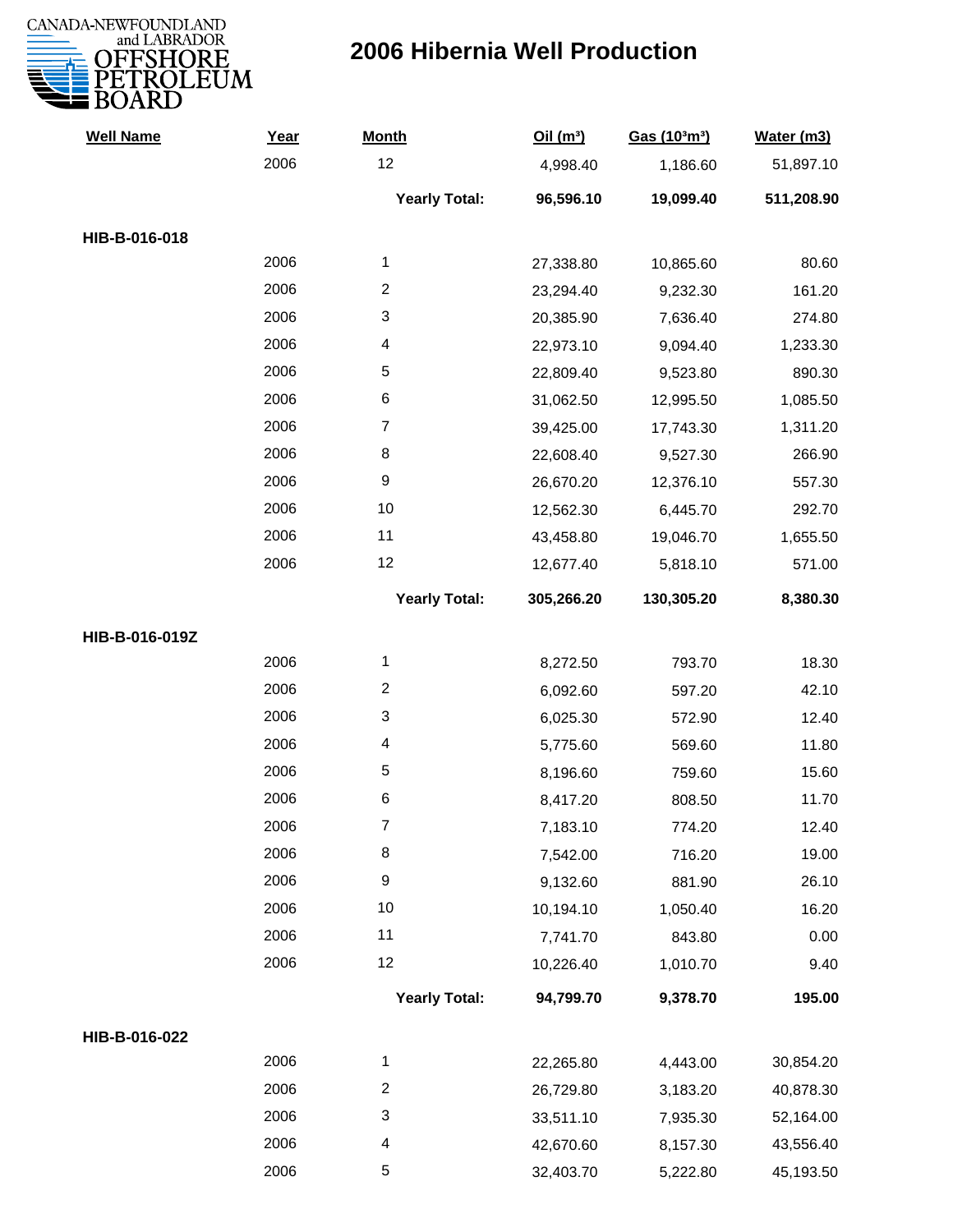# 2006 Hibernia Well Production

| Well Name | Year | Month | Oil ($m^3$) | Gas ($10^3m^3$) | Water (m3) |
|---|---|---|---|---|---|
| | 2006 | 12 | 4,998.40 | 1,186.60 | 51,897.10 |
| | | **Yearly Total:** | **96,596.10** | **19,099.40** | **511,208.90** |
| **HIB-B-016-018** | | | | | |
| | 2006 | 1 | 27,338.80 | 10,865.60 | 80.60 |
| | 2006 | 2 | 23,294.40 | 9,232.30 | 161.20 |
| | 2006 | 3 | 20,385.90 | 7,636.40 | 274.80 |
| | 2006 | 4 | 22,973.10 | 9,094.40 | 1,233.30 |
| | 2006 | 5 | 22,809.40 | 9,523.80 | 890.30 |
| | 2006 | 6 | 31,062.50 | 12,995.50 | 1,085.50 |
| | 2006 | 7 | 39,425.00 | 17,743.30 | 1,311.20 |
| | 2006 | 8 | 22,608.40 | 9,527.30 | 266.90 |
| | 2006 | 9 | 26,670.20 | 12,376.10 | 557.30 |
| | 2006 | 10 | 12,562.30 | 6,445.70 | 292.70 |
| | 2006 | 11 | 43,458.80 | 19,046.70 | 1,655.50 |
| | 2006 | 12 | 12,677.40 | 5,818.10 | 571.00 |
| | | **Yearly Total:** | **305,266.20** | **130,305.20** | **8,380.30** |
| **HIB-B-016-019Z** | | | | | |
| | 2006 | 1 | 8,272.50 | 793.70 | 18.30 |
| | 2006 | 2 | 6,092.60 | 597.20 | 42.10 |
| | 2006 | 3 | 6,025.30 | 572.90 | 12.40 |
| | 2006 | 4 | 5,775.60 | 569.60 | 11.80 |
| | 2006 | 5 | 8,196.60 | 759.60 | 15.60 |
| | 2006 | 6 | 8,417.20 | 808.50 | 11.70 |
| | 2006 | 7 | 7,183.10 | 774.20 | 12.40 |
| | 2006 | 8 | 7,542.00 | 716.20 | 19.00 |
| | 2006 | 9 | 9,132.60 | 881.90 | 26.10 |
| | 2006 | 10 | 10,194.10 | 1,050.40 | 16.20 |
| | 2006 | 11 | 7,741.70 | 843.80 | 0.00 |
| | 2006 | 12 | 10,226.40 | 1,010.70 | 9.40 |
| | | **Yearly Total:** | **94,799.70** | **9,378.70** | **195.00** |
| **HIB-B-016-022** | | | | | |
| | 2006 | 1 | 22,265.80 | 4,443.00 | 30,854.20 |
| | 2006 | 2 | 26,729.80 | 3,183.20 | 40,878.30 |
| | 2006 | 3 | 33,511.10 | 7,935.30 | 52,164.00 |
| | 2006 | 4 | 42,670.60 | 8,157.30 | 43,556.40 |
| | 2006 | 5 | 32,403.70 | 5,222.80 | 45,193.50 |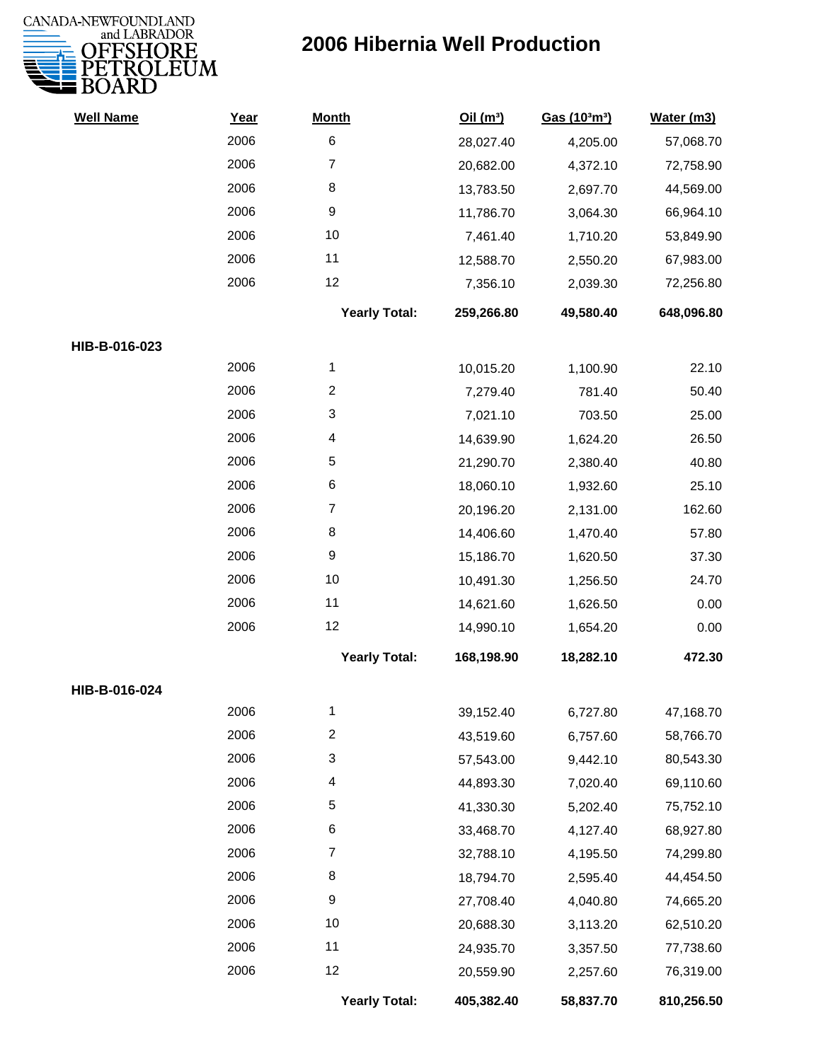# 2006 Hibernia Well Production

| Well Name | Year | Month | Oil (m³) | Gas (10³m³) | Water (m3) |
|---|---|---|---|---|---|
| | 2006 | 6 | 28,027.40 | 4,205.00 | 57,068.70 |
| | 2006 | 7 | 20,682.00 | 4,372.10 | 72,758.90 |
| | 2006 | 8 | 13,783.50 | 2,697.70 | 44,569.00 |
| | 2006 | 9 | 11,786.70 | 3,064.30 | 66,964.10 |
| | 2006 | 10 | 7,461.40 | 1,710.20 | 53,849.90 |
| | 2006 | 11 | 12,588.70 | 2,550.20 | 67,983.00 |
| | 2006 | 12 | 7,356.10 | 2,039.30 | 72,256.80 |
| | | **Yearly Total:** | **259,266.80** | **49,580.40** | **648,096.80** |
| **HIB-B-016-023** | | | | | |
| | 2006 | 1 | 10,015.20 | 1,100.90 | 22.10 |
| | 2006 | 2 | 7,279.40 | 781.40 | 50.40 |
| | 2006 | 3 | 7,021.10 | 703.50 | 25.00 |
| | 2006 | 4 | 14,639.90 | 1,624.20 | 26.50 |
| | 2006 | 5 | 21,290.70 | 2,380.40 | 40.80 |
| | 2006 | 6 | 18,060.10 | 1,932.60 | 25.10 |
| | 2006 | 7 | 20,196.20 | 2,131.00 | 162.60 |
| | 2006 | 8 | 14,406.60 | 1,470.40 | 57.80 |
| | 2006 | 9 | 15,186.70 | 1,620.50 | 37.30 |
| | 2006 | 10 | 10,491.30 | 1,256.50 | 24.70 |
| | 2006 | 11 | 14,621.60 | 1,626.50 | 0.00 |
| | 2006 | 12 | 14,990.10 | 1,654.20 | 0.00 |
| | | **Yearly Total:** | **168,198.90** | **18,282.10** | **472.30** |
| **HIB-B-016-024** | | | | | |
| | 2006 | 1 | 39,152.40 | 6,727.80 | 47,168.70 |
| | 2006 | 2 | 43,519.60 | 6,757.60 | 58,766.70 |
| | 2006 | 3 | 57,543.00 | 9,442.10 | 80,543.30 |
| | 2006 | 4 | 44,893.30 | 7,020.40 | 69,110.60 |
| | 2006 | 5 | 41,330.30 | 5,202.40 | 75,752.10 |
| | 2006 | 6 | 33,468.70 | 4,127.40 | 68,927.80 |
| | 2006 | 7 | 32,788.10 | 4,195.50 | 74,299.80 |
| | 2006 | 8 | 18,794.70 | 2,595.40 | 44,454.50 |
| | 2006 | 9 | 27,708.40 | 4,040.80 | 74,665.20 |
| | 2006 | 10 | 20,688.30 | 3,113.20 | 62,510.20 |
| | 2006 | 11 | 24,935.70 | 3,357.50 | 77,738.60 |
| | 2006 | 12 | 20,559.90 | 2,257.60 | 76,319.00 |
| | | **Yearly Total:** | **405,382.40** | **58,837.70** | **810,256.50** |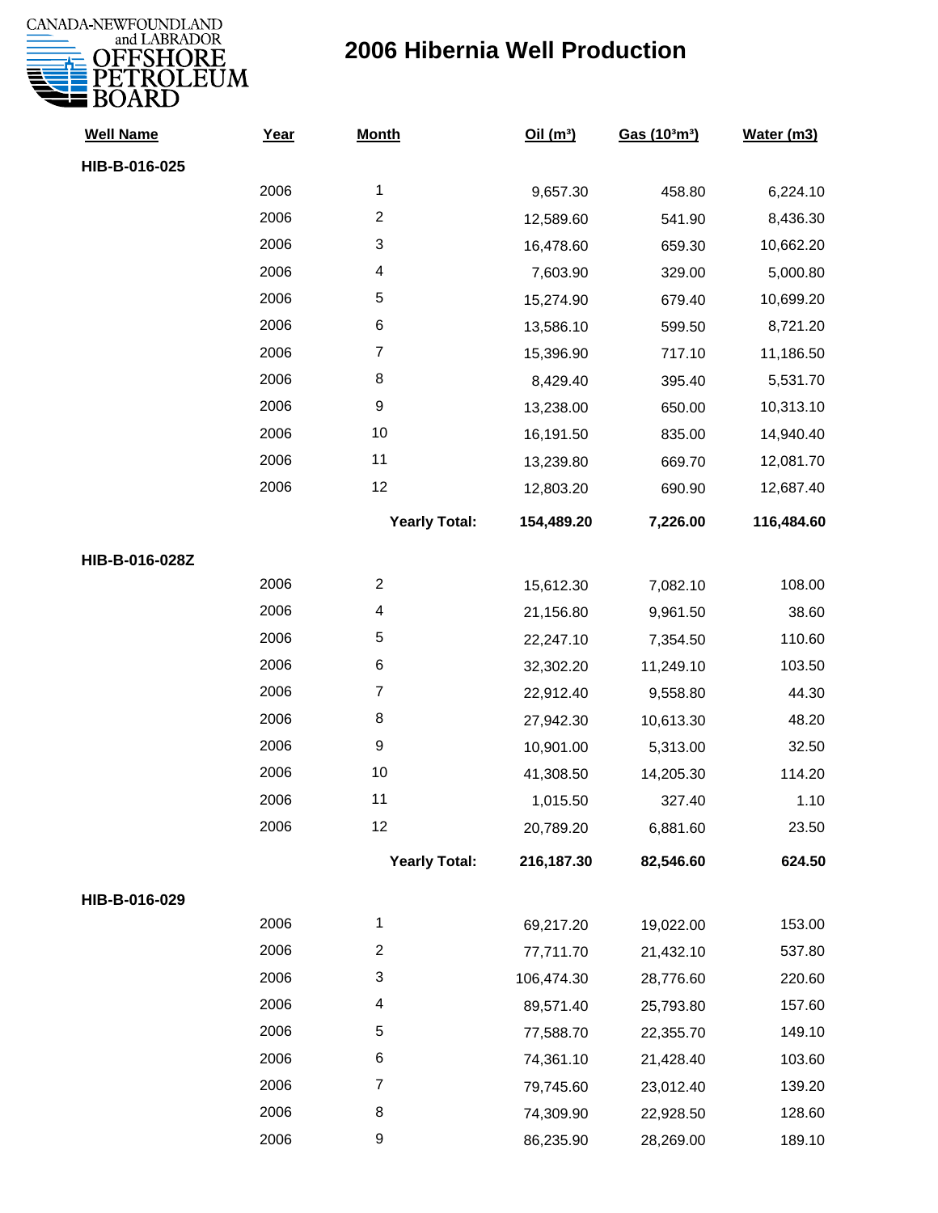# 2006 Hibernia Well Production

| Well Name | Year | Month | Oil (m³) | Gas (10³m³) | Water (m3) |
|---|---|---|---|---|---|
| **HIB-B-016-025** | | | | | |
| | 2006 | 1 | 9,657.30 | 458.80 | 6,224.10 |
| | 2006 | 2 | 12,589.60 | 541.90 | 8,436.30 |
| | 2006 | 3 | 16,478.60 | 659.30 | 10,662.20 |
| | 2006 | 4 | 7,603.90 | 329.00 | 5,000.80 |
| | 2006 | 5 | 15,274.90 | 679.40 | 10,699.20 |
| | 2006 | 6 | 13,586.10 | 599.50 | 8,721.20 |
| | 2006 | 7 | 15,396.90 | 717.10 | 11,186.50 |
| | 2006 | 8 | 8,429.40 | 395.40 | 5,531.70 |
| | 2006 | 9 | 13,238.00 | 650.00 | 10,313.10 |
| | 2006 | 10 | 16,191.50 | 835.00 | 14,940.40 |
| | 2006 | 11 | 13,239.80 | 669.70 | 12,081.70 |
| | 2006 | 12 | 12,803.20 | 690.90 | 12,687.40 |
| | | **Yearly Total:** | **154,489.20** | **7,226.00** | **116,484.60** |
| **HIB-B-016-028Z** | | | | | |
| | 2006 | 2 | 15,612.30 | 7,082.10 | 108.00 |
| | 2006 | 4 | 21,156.80 | 9,961.50 | 38.60 |
| | 2006 | 5 | 22,247.10 | 7,354.50 | 110.60 |
| | 2006 | 6 | 32,302.20 | 11,249.10 | 103.50 |
| | 2006 | 7 | 22,912.40 | 9,558.80 | 44.30 |
| | 2006 | 8 | 27,942.30 | 10,613.30 | 48.20 |
| | 2006 | 9 | 10,901.00 | 5,313.00 | 32.50 |
| | 2006 | 10 | 41,308.50 | 14,205.30 | 114.20 |
| | 2006 | 11 | 1,015.50 | 327.40 | 1.10 |
| | 2006 | 12 | 20,789.20 | 6,881.60 | 23.50 |
| | | **Yearly Total:** | **216,187.30** | **82,546.60** | **624.50** |
| **HIB-B-016-029** | | | | | |
| | 2006 | 1 | 69,217.20 | 19,022.00 | 153.00 |
| | 2006 | 2 | 77,711.70 | 21,432.10 | 537.80 |
| | 2006 | 3 | 106,474.30 | 28,776.60 | 220.60 |
| | 2006 | 4 | 89,571.40 | 25,793.80 | 157.60 |
| | 2006 | 5 | 77,588.70 | 22,355.70 | 149.10 |
| | 2006 | 6 | 74,361.10 | 21,428.40 | 103.60 |
| | 2006 | 7 | 79,745.60 | 23,012.40 | 139.20 |
| | 2006 | 8 | 74,309.90 | 22,928.50 | 128.60 |
| | 2006 | 9 | 86,235.90 | 28,269.00 | 189.10 |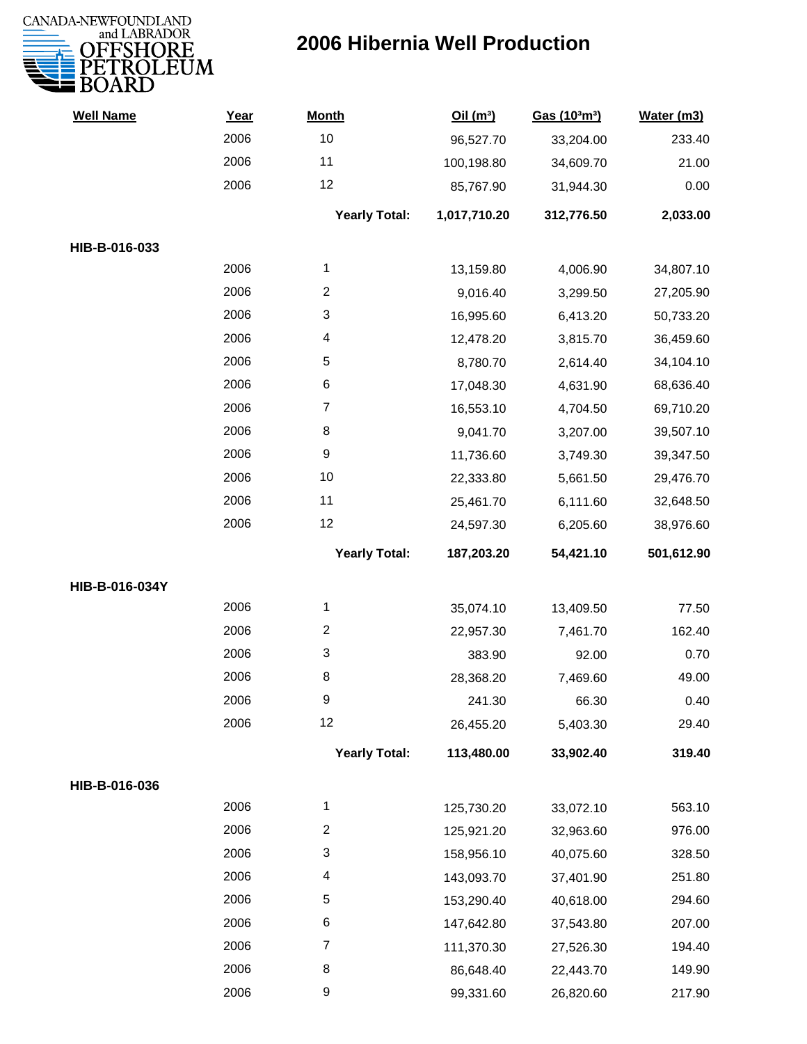# 2006 Hibernia Well Production

| Well Name | Year | Month | Oil ($m^3$) | Gas ($10^3m^3$) | Water (m3) |
|---|---|---|---|---|---|
| | 2006 | 10 | 96,527.70 | 33,204.00 | 233.40 |
| | 2006 | 11 | 100,198.80 | 34,609.70 | 21.00 |
| | 2006 | 12 | 85,767.90 | 31,944.30 | 0.00 |
| | | **Yearly Total:** | **1,017,710.20** | **312,776.50** | **2,033.00** |
| **HIB-B-016-033** | | | | | |
| | 2006 | 1 | 13,159.80 | 4,006.90 | 34,807.10 |
| | 2006 | 2 | 9,016.40 | 3,299.50 | 27,205.90 |
| | 2006 | 3 | 16,995.60 | 6,413.20 | 50,733.20 |
| | 2006 | 4 | 12,478.20 | 3,815.70 | 36,459.60 |
| | 2006 | 5 | 8,780.70 | 2,614.40 | 34,104.10 |
| | 2006 | 6 | 17,048.30 | 4,631.90 | 68,636.40 |
| | 2006 | 7 | 16,553.10 | 4,704.50 | 69,710.20 |
| | 2006 | 8 | 9,041.70 | 3,207.00 | 39,507.10 |
| | 2006 | 9 | 11,736.60 | 3,749.30 | 39,347.50 |
| | 2006 | 10 | 22,333.80 | 5,661.50 | 29,476.70 |
| | 2006 | 11 | 25,461.70 | 6,111.60 | 32,648.50 |
| | 2006 | 12 | 24,597.30 | 6,205.60 | 38,976.60 |
| | | **Yearly Total:** | **187,203.20** | **54,421.10** | **501,612.90** |
| **HIB-B-016-034Y** | | | | | |
| | 2006 | 1 | 35,074.10 | 13,409.50 | 77.50 |
| | 2006 | 2 | 22,957.30 | 7,461.70 | 162.40 |
| | 2006 | 3 | 383.90 | 92.00 | 0.70 |
| | 2006 | 8 | 28,368.20 | 7,469.60 | 49.00 |
| | 2006 | 9 | 241.30 | 66.30 | 0.40 |
| | 2006 | 12 | 26,455.20 | 5,403.30 | 29.40 |
| | | **Yearly Total:** | **113,480.00** | **33,902.40** | **319.40** |
| **HIB-B-016-036** | | | | | |
| | 2006 | 1 | 125,730.20 | 33,072.10 | 563.10 |
| | 2006 | 2 | 125,921.20 | 32,963.60 | 976.00 |
| | 2006 | 3 | 158,956.10 | 40,075.60 | 328.50 |
| | 2006 | 4 | 143,093.70 | 37,401.90 | 251.80 |
| | 2006 | 5 | 153,290.40 | 40,618.00 | 294.60 |
| | 2006 | 6 | 147,642.80 | 37,543.80 | 207.00 |
| | 2006 | 7 | 111,370.30 | 27,526.30 | 194.40 |
| | 2006 | 8 | 86,648.40 | 22,443.70 | 149.90 |
| | 2006 | 9 | 99,331.60 | 26,820.60 | 217.90 |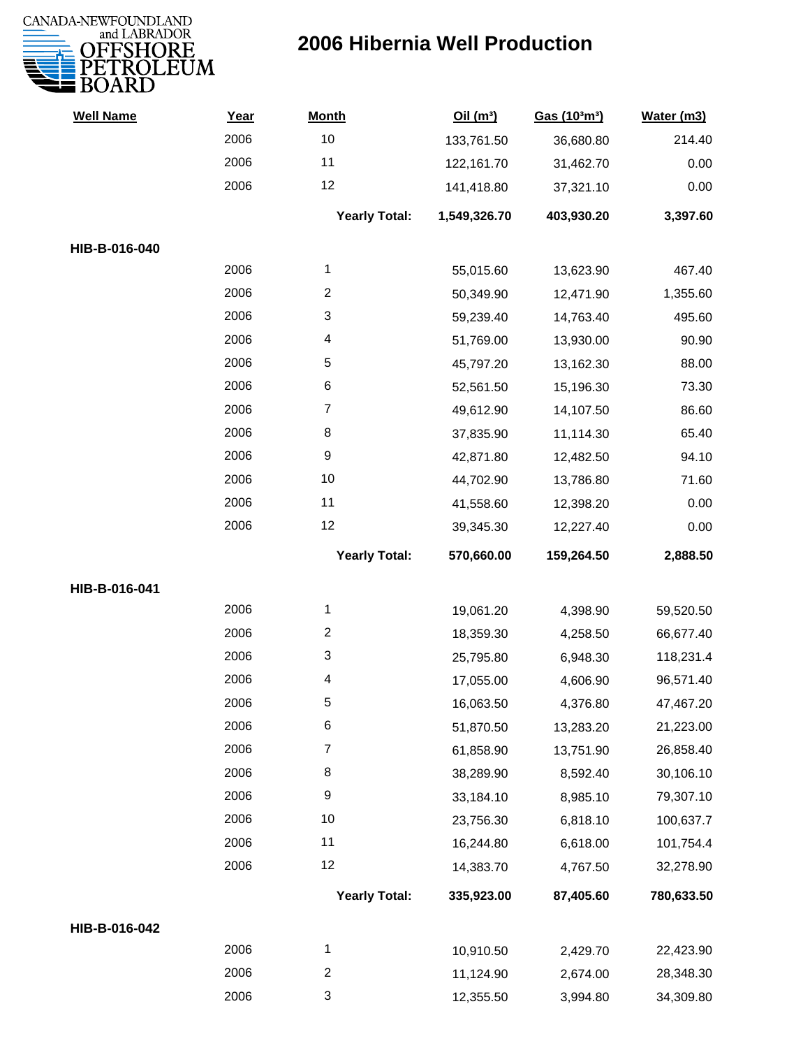# 2006 Hibernia Well Production

| Well Name | Year | Month | Oil (m³) | Gas (10³m³) | Water (m3) |
|---|---|---|---|---|---|
| | 2006 | 10 | 133,761.50 | 36,680.80 | 214.40 |
| | 2006 | 11 | 122,161.70 | 31,462.70 | 0.00 |
| | 2006 | 12 | 141,418.80 | 37,321.10 | 0.00 |
| | | **Yearly Total:** | **1,549,326.70** | **403,930.20** | **3,397.60** |
| **HIB-B-016-040** | | | | | |
| | 2006 | 1 | 55,015.60 | 13,623.90 | 467.40 |
| | 2006 | 2 | 50,349.90 | 12,471.90 | 1,355.60 |
| | 2006 | 3 | 59,239.40 | 14,763.40 | 495.60 |
| | 2006 | 4 | 51,769.00 | 13,930.00 | 90.90 |
| | 2006 | 5 | 45,797.20 | 13,162.30 | 88.00 |
| | 2006 | 6 | 52,561.50 | 15,196.30 | 73.30 |
| | 2006 | 7 | 49,612.90 | 14,107.50 | 86.60 |
| | 2006 | 8 | 37,835.90 | 11,114.30 | 65.40 |
| | 2006 | 9 | 42,871.80 | 12,482.50 | 94.10 |
| | 2006 | 10 | 44,702.90 | 13,786.80 | 71.60 |
| | 2006 | 11 | 41,558.60 | 12,398.20 | 0.00 |
| | 2006 | 12 | 39,345.30 | 12,227.40 | 0.00 |
| | | **Yearly Total:** | **570,660.00** | **159,264.50** | **2,888.50** |
| **HIB-B-016-041** | | | | | |
| | 2006 | 1 | 19,061.20 | 4,398.90 | 59,520.50 |
| | 2006 | 2 | 18,359.30 | 4,258.50 | 66,677.40 |
| | 2006 | 3 | 25,795.80 | 6,948.30 | 118,231.4 |
| | 2006 | 4 | 17,055.00 | 4,606.90 | 96,571.40 |
| | 2006 | 5 | 16,063.50 | 4,376.80 | 47,467.20 |
| | 2006 | 6 | 51,870.50 | 13,283.20 | 21,223.00 |
| | 2006 | 7 | 61,858.90 | 13,751.90 | 26,858.40 |
| | 2006 | 8 | 38,289.90 | 8,592.40 | 30,106.10 |
| | 2006 | 9 | 33,184.10 | 8,985.10 | 79,307.10 |
| | 2006 | 10 | 23,756.30 | 6,818.10 | 100,637.7 |
| | 2006 | 11 | 16,244.80 | 6,618.00 | 101,754.4 |
| | 2006 | 12 | 14,383.70 | 4,767.50 | 32,278.90 |
| | | **Yearly Total:** | **335,923.00** | **87,405.60** | **780,633.50** |
| **HIB-B-016-042** | | | | | |
| | 2006 | 1 | 10,910.50 | 2,429.70 | 22,423.90 |
| | 2006 | 2 | 11,124.90 | 2,674.00 | 28,348.30 |
| | 2006 | 3 | 12,355.50 | 3,994.80 | 34,309.80 |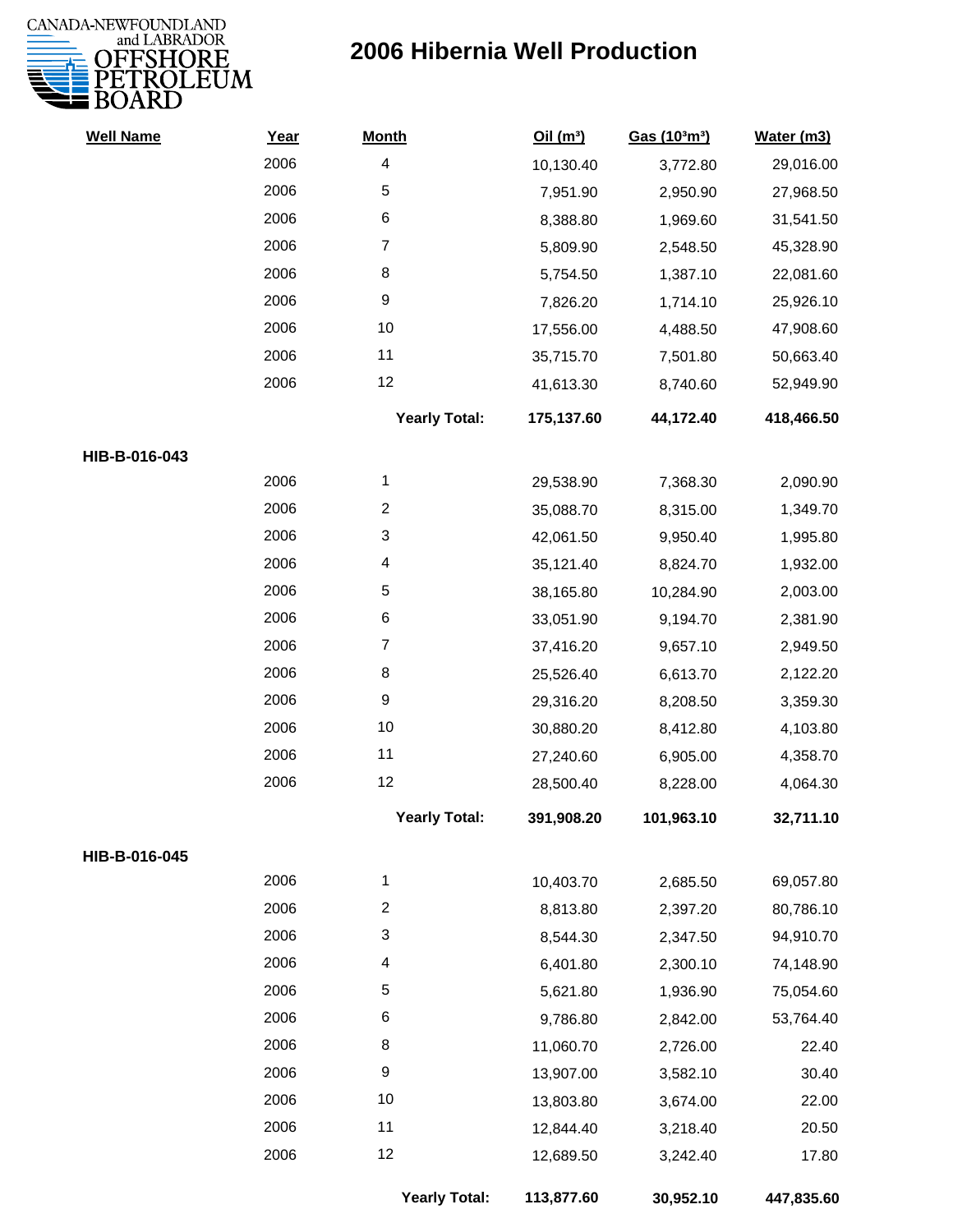# 2006 Hibernia Well Production

| Well Name | Year | Month | Oil ($m^3$) | Gas ($10^3m^3$) | Water (m3) |
|---|---|---|---|---|---|
| | 2006 | 4 | 10,130.40 | 3,772.80 | 29,016.00 |
| | 2006 | 5 | 7,951.90 | 2,950.90 | 27,968.50 |
| | 2006 | 6 | 8,388.80 | 1,969.60 | 31,541.50 |
| | 2006 | 7 | 5,809.90 | 2,548.50 | 45,328.90 |
| | 2006 | 8 | 5,754.50 | 1,387.10 | 22,081.60 |
| | 2006 | 9 | 7,826.20 | 1,714.10 | 25,926.10 |
| | 2006 | 10 | 17,556.00 | 4,488.50 | 47,908.60 |
| | 2006 | 11 | 35,715.70 | 7,501.80 | 50,663.40 |
| | 2006 | 12 | 41,613.30 | 8,740.60 | 52,949.90 |
| | | **Yearly Total:** | **175,137.60** | **44,172.40** | **418,466.50** |
| **HIB-B-016-043** | | | | | |
| | 2006 | 1 | 29,538.90 | 7,368.30 | 2,090.90 |
| | 2006 | 2 | 35,088.70 | 8,315.00 | 1,349.70 |
| | 2006 | 3 | 42,061.50 | 9,950.40 | 1,995.80 |
| | 2006 | 4 | 35,121.40 | 8,824.70 | 1,932.00 |
| | 2006 | 5 | 38,165.80 | 10,284.90 | 2,003.00 |
| | 2006 | 6 | 33,051.90 | 9,194.70 | 2,381.90 |
| | 2006 | 7 | 37,416.20 | 9,657.10 | 2,949.50 |
| | 2006 | 8 | 25,526.40 | 6,613.70 | 2,122.20 |
| | 2006 | 9 | 29,316.20 | 8,208.50 | 3,359.30 |
| | 2006 | 10 | 30,880.20 | 8,412.80 | 4,103.80 |
| | 2006 | 11 | 27,240.60 | 6,905.00 | 4,358.70 |
| | 2006 | 12 | 28,500.40 | 8,228.00 | 4,064.30 |
| | | **Yearly Total:** | **391,908.20** | **101,963.10** | **32,711.10** |
| **HIB-B-016-045** | | | | | |
| | 2006 | 1 | 10,403.70 | 2,685.50 | 69,057.80 |
| | 2006 | 2 | 8,813.80 | 2,397.20 | 80,786.10 |
| | 2006 | 3 | 8,544.30 | 2,347.50 | 94,910.70 |
| | 2006 | 4 | 6,401.80 | 2,300.10 | 74,148.90 |
| | 2006 | 5 | 5,621.80 | 1,936.90 | 75,054.60 |
| | 2006 | 6 | 9,786.80 | 2,842.00 | 53,764.40 |
| | 2006 | 8 | 11,060.70 | 2,726.00 | 22.40 |
| | 2006 | 9 | 13,907.00 | 3,582.10 | 30.40 |
| | 2006 | 10 | 13,803.80 | 3,674.00 | 22.00 |
| | 2006 | 11 | 12,844.40 | 3,218.40 | 20.50 |
| | 2006 | 12 | 12,689.50 | 3,242.40 | 17.80 |
| | | **Yearly Total:** | **113,877.60** | **30,952.10** | **447,835.60** |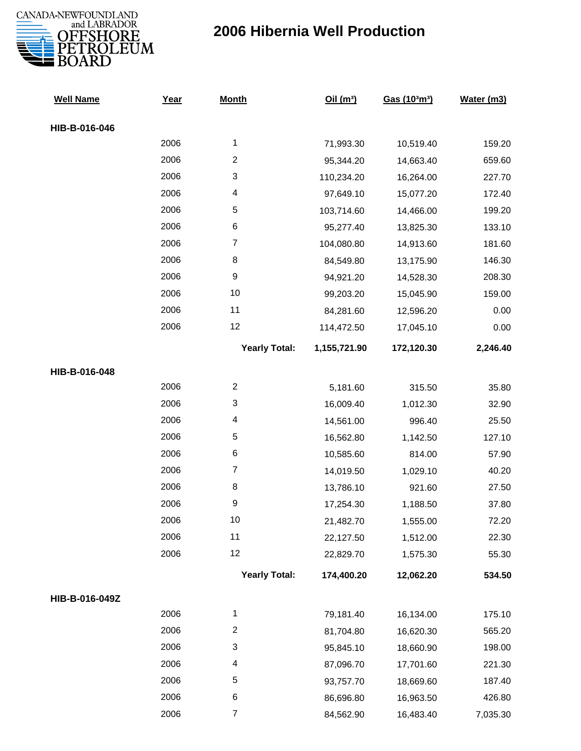# 2006 Hibernia Well Production

| Well Name | Year | Month | Oil ($m^3$) | Gas ($10^3m^3$) | Water (m3) |
|---|---|---|---|---|---|
| **HIB-B-016-046** | | | | | |
| | 2006 | 1 | 71,993.30 | 10,519.40 | 159.20 |
| | 2006 | 2 | 95,344.20 | 14,663.40 | 659.60 |
| | 2006 | 3 | 110,234.20 | 16,264.00 | 227.70 |
| | 2006 | 4 | 97,649.10 | 15,077.20 | 172.40 |
| | 2006 | 5 | 103,714.60 | 14,466.00 | 199.20 |
| | 2006 | 6 | 95,277.40 | 13,825.30 | 133.10 |
| | 2006 | 7 | 104,080.80 | 14,913.60 | 181.60 |
| | 2006 | 8 | 84,549.80 | 13,175.90 | 146.30 |
| | 2006 | 9 | 94,921.20 | 14,528.30 | 208.30 |
| | 2006 | 10 | 99,203.20 | 15,045.90 | 159.00 |
| | 2006 | 11 | 84,281.60 | 12,596.20 | 0.00 |
| | 2006 | 12 | 114,472.50 | 17,045.10 | 0.00 |
| | | **Yearly Total:** | **1,155,721.90** | **172,120.30** | **2,246.40** |
| **HIB-B-016-048** | | | | | |
| | 2006 | 2 | 5,181.60 | 315.50 | 35.80 |
| | 2006 | 3 | 16,009.40 | 1,012.30 | 32.90 |
| | 2006 | 4 | 14,561.00 | 996.40 | 25.50 |
| | 2006 | 5 | 16,562.80 | 1,142.50 | 127.10 |
| | 2006 | 6 | 10,585.60 | 814.00 | 57.90 |
| | 2006 | 7 | 14,019.50 | 1,029.10 | 40.20 |
| | 2006 | 8 | 13,786.10 | 921.60 | 27.50 |
| | 2006 | 9 | 17,254.30 | 1,188.50 | 37.80 |
| | 2006 | 10 | 21,482.70 | 1,555.00 | 72.20 |
| | 2006 | 11 | 22,127.50 | 1,512.00 | 22.30 |
| | 2006 | 12 | 22,829.70 | 1,575.30 | 55.30 |
| | | **Yearly Total:** | **174,400.20** | **12,062.20** | **534.50** |
| **HIB-B-016-049Z** | | | | | |
| | 2006 | 1 | 79,181.40 | 16,134.00 | 175.10 |
| | 2006 | 2 | 81,704.80 | 16,620.30 | 565.20 |
| | 2006 | 3 | 95,845.10 | 18,660.90 | 198.00 |
| | 2006 | 4 | 87,096.70 | 17,701.60 | 221.30 |
| | 2006 | 5 | 93,757.70 | 18,669.60 | 187.40 |
| | 2006 | 6 | 86,696.80 | 16,963.50 | 426.80 |
| | 2006 | 7 | 84,562.90 | 16,483.40 | 7,035.30 |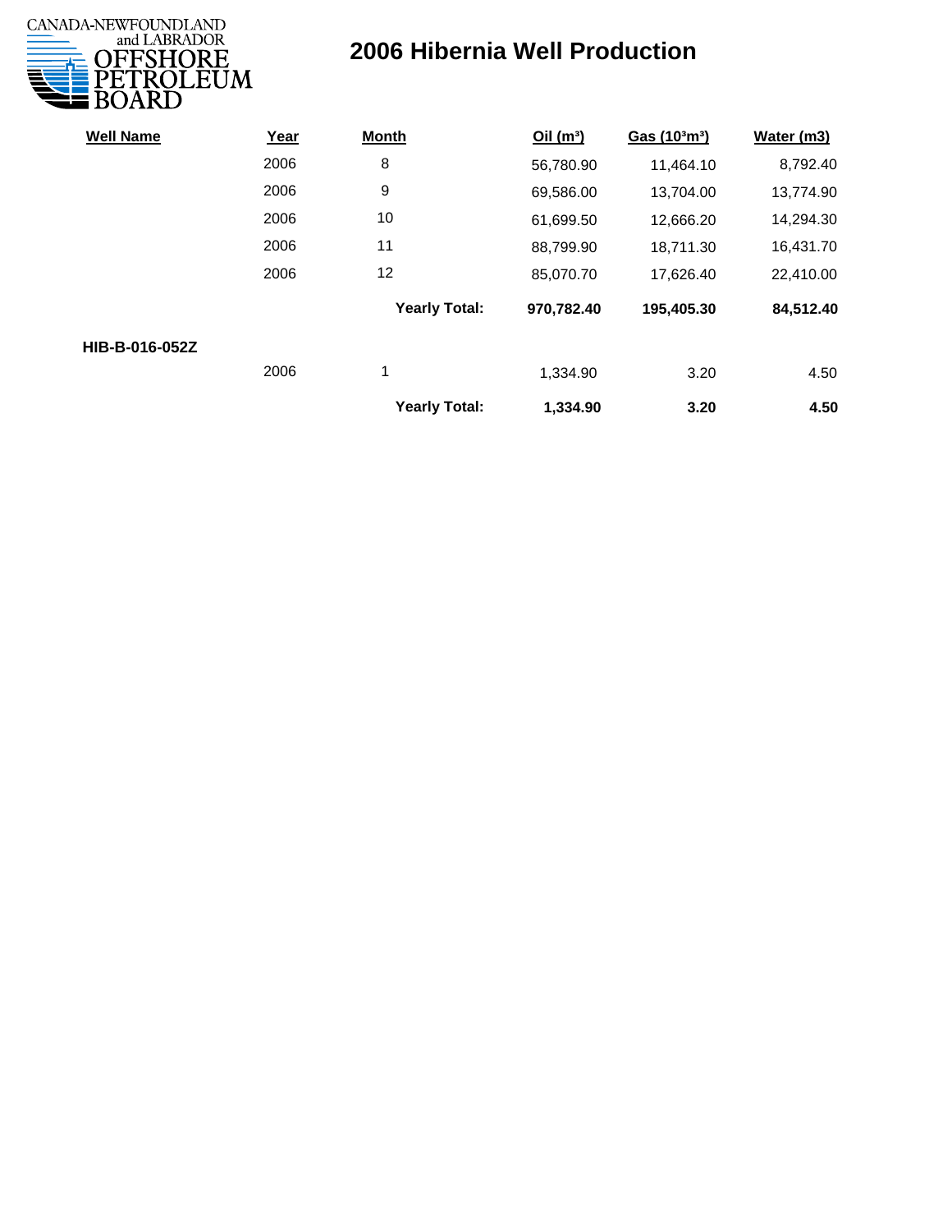# 2006 Hibernia Well Production

| Well Name | Year | Month | Oil ($m^3$) | Gas ($10^3m^3$) | Water (m3) |
|---|---|---|---|---|---|
| | 2006 | 8 | 56,780.90 | 11,464.10 | 8,792.40 |
| | 2006 | 9 | 69,586.00 | 13,704.00 | 13,774.90 |
| | 2006 | 10 | 61,699.50 | 12,666.20 | 14,294.30 |
| | 2006 | 11 | 88,799.90 | 18,711.30 | 16,431.70 |
| | 2006 | 12 | 85,070.70 | 17,626.40 | 22,410.00 |
| | | **Yearly Total:** | **970,782.40** | **195,405.30** | **84,512.40** |
| **HIB-B-016-052Z** | | | | | |
| | 2006 | 1 | 1,334.90 | 3.20 | 4.50 |
| | | **Yearly Total:** | **1,334.90** | **3.20** | **4.50** |